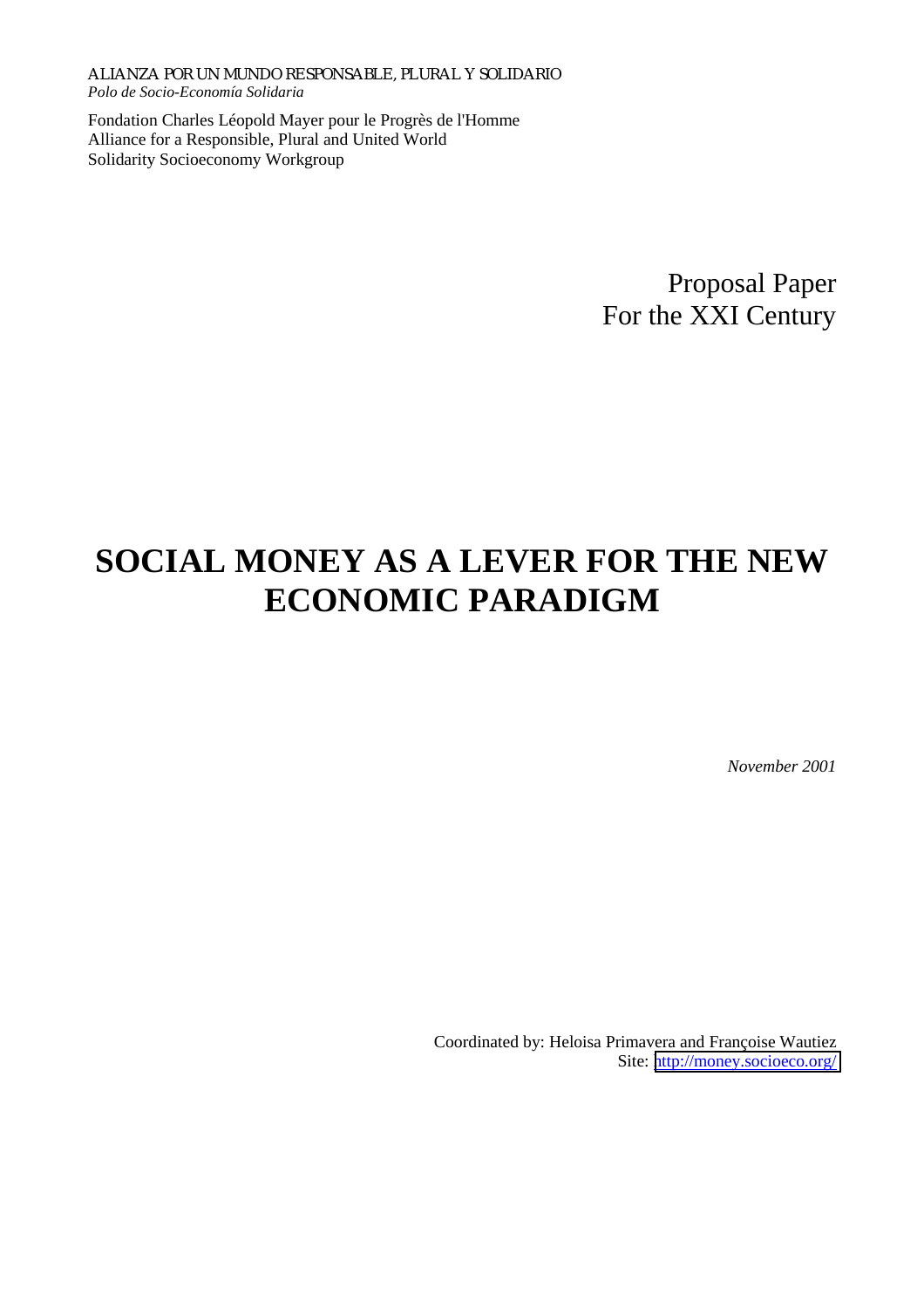ALIANZA POR UN MUNDO RESPONSABLE, PLURAL Y SOLIDARIO
*Polo de Socio-Economía Solidaria*

Fondation Charles Léopold Mayer pour le Progrès de l'Homme
Alliance for a Responsible, Plural and United World
Solidarity Socioeconomy Workgroup

Proposal Paper
For the XXI Century

# SOCIAL MONEY AS A LEVER FOR THE NEW ECONOMIC PARADIGM

*November 2001*

Coordinated by: Heloisa Primavera and Françoise Wautiez
Site: http://money.socioeco.org/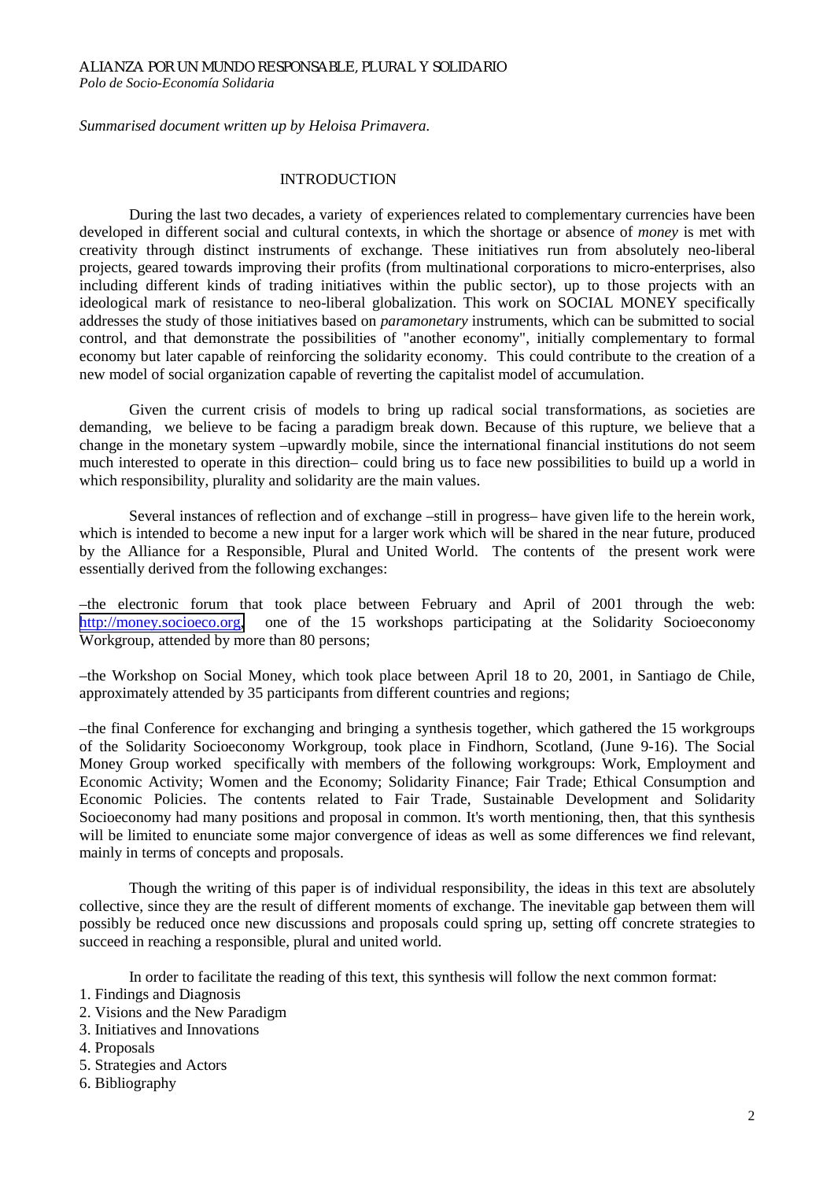ALIANZA POR UN MUNDO RESPONSABLE, PLURAL Y SOLIDARIO
*Polo de Socio-Economía Solidaria*

*Summarised document written up by Heloisa Primavera.*

## INTRODUCTION

During the last two decades, a variety of experiences related to complementary currencies have been developed in different social and cultural contexts, in which the shortage or absence of *money* is met with creativity through distinct instruments of exchange. These initiatives run from absolutely neo-liberal projects, geared towards improving their profits (from multinational corporations to micro-enterprises, also including different kinds of trading initiatives within the public sector), up to those projects with an ideological mark of resistance to neo-liberal globalization. This work on SOCIAL MONEY specifically addresses the study of those initiatives based on *paramonetary* instruments, which can be submitted to social control, and that demonstrate the possibilities of "another economy", initially complementary to formal economy but later capable of reinforcing the solidarity economy. This could contribute to the creation of a new model of social organization capable of reverting the capitalist model of accumulation.

Given the current crisis of models to bring up radical social transformations, as societies are demanding, we believe to be facing a paradigm break down. Because of this rupture, we believe that a change in the monetary system –upwardly mobile, since the international financial institutions do not seem much interested to operate in this direction– could bring us to face new possibilities to build up a world in which responsibility, plurality and solidarity are the main values.

Several instances of reflection and of exchange –still in progress– have given life to the herein work, which is intended to become a new input for a larger work which will be shared in the near future, produced by the Alliance for a Responsible, Plural and United World. The contents of the present work were essentially derived from the following exchanges:

–the electronic forum that took place between February and April of 2001 through the web: http://money.socioeco.org, one of the 15 workshops participating at the Solidarity Socioeconomy Workgroup, attended by more than 80 persons;

–the Workshop on Social Money, which took place between April 18 to 20, 2001, in Santiago de Chile, approximately attended by 35 participants from different countries and regions;

–the final Conference for exchanging and bringing a synthesis together, which gathered the 15 workgroups of the Solidarity Socioeconomy Workgroup, took place in Findhorn, Scotland, (June 9-16). The Social Money Group worked specifically with members of the following workgroups: Work, Employment and Economic Activity; Women and the Economy; Solidarity Finance; Fair Trade; Ethical Consumption and Economic Policies. The contents related to Fair Trade, Sustainable Development and Solidarity Socioeconomy had many positions and proposal in common. It's worth mentioning, then, that this synthesis will be limited to enunciate some major convergence of ideas as well as some differences we find relevant, mainly in terms of concepts and proposals.

Though the writing of this paper is of individual responsibility, the ideas in this text are absolutely collective, since they are the result of different moments of exchange. The inevitable gap between them will possibly be reduced once new discussions and proposals could spring up, setting off concrete strategies to succeed in reaching a responsible, plural and united world.

In order to facilitate the reading of this text, this synthesis will follow the next common format:

1. Findings and Diagnosis
2. Visions and the New Paradigm
3. Initiatives and Innovations
4. Proposals
5. Strategies and Actors
6. Bibliography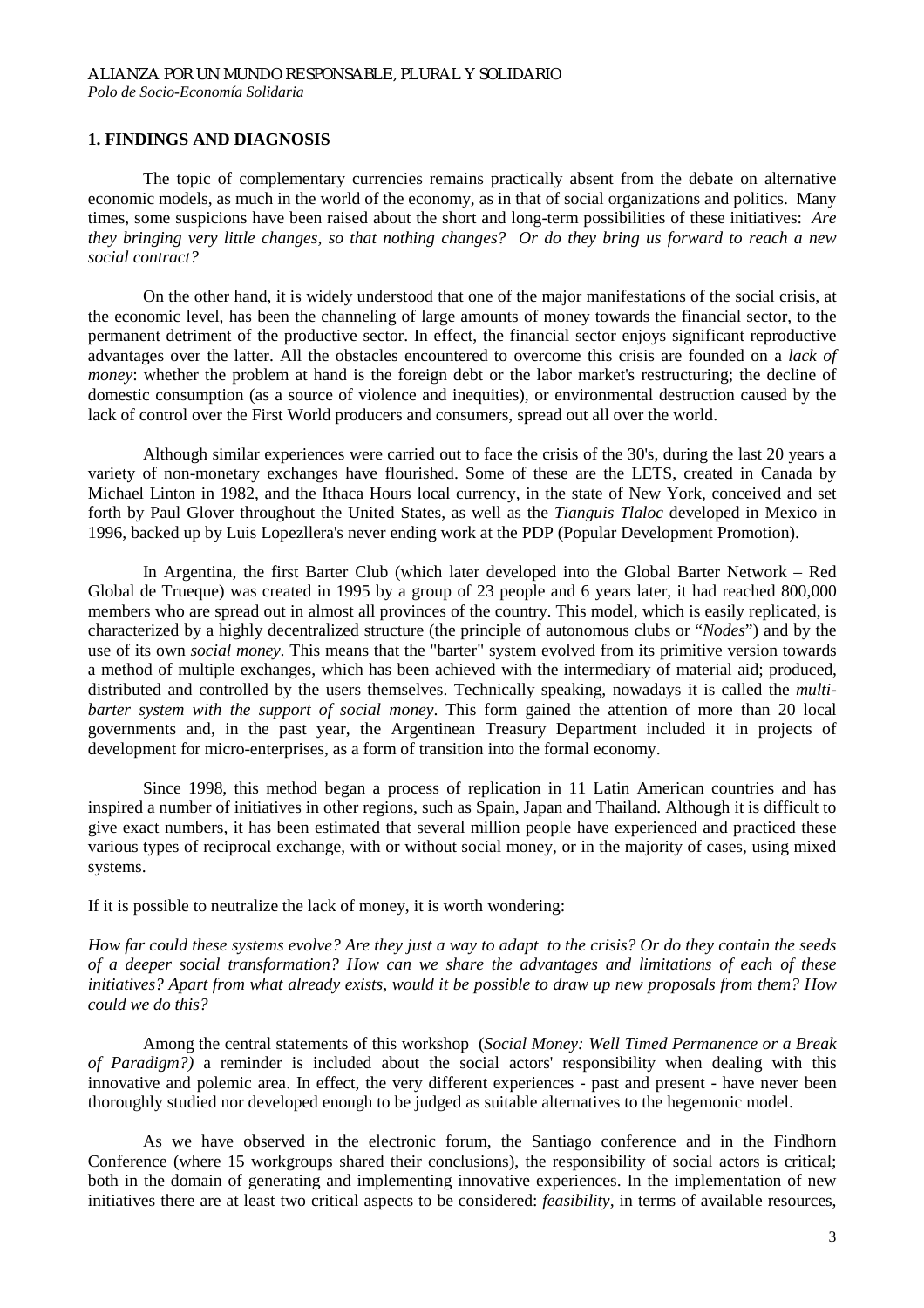## 1. FINDINGS AND DIAGNOSIS

The topic of complementary currencies remains practically absent from the debate on alternative economic models, as much in the world of the economy, as in that of social organizations and politics. Many times, some suspicions have been raised about the short and long-term possibilities of these initiatives: *Are they bringing very little changes, so that nothing changes? Or do they bring us forward to reach a new social contract?*

On the other hand, it is widely understood that one of the major manifestations of the social crisis, at the economic level, has been the channeling of large amounts of money towards the financial sector, to the permanent detriment of the productive sector. In effect, the financial sector enjoys significant reproductive advantages over the latter. All the obstacles encountered to overcome this crisis are founded on a *lack of money*: whether the problem at hand is the foreign debt or the labor market's restructuring; the decline of domestic consumption (as a source of violence and inequities), or environmental destruction caused by the lack of control over the First World producers and consumers, spread out all over the world.

Although similar experiences were carried out to face the crisis of the 30's, during the last 20 years a variety of non-monetary exchanges have flourished. Some of these are the LETS, created in Canada by Michael Linton in 1982, and the Ithaca Hours local currency, in the state of New York, conceived and set forth by Paul Glover throughout the United States, as well as the *Tianguis Tlaloc* developed in Mexico in 1996, backed up by Luis Lopezllera's never ending work at the PDP (Popular Development Promotion).

In Argentina, the first Barter Club (which later developed into the Global Barter Network – Red Global de Trueque) was created in 1995 by a group of 23 people and 6 years later, it had reached 800,000 members who are spread out in almost all provinces of the country. This model, which is easily replicated, is characterized by a highly decentralized structure (the principle of autonomous clubs or "*Nodes*") and by the use of its own *social money*. This means that the "barter" system evolved from its primitive version towards a method of multiple exchanges, which has been achieved with the intermediary of material aid; produced, distributed and controlled by the users themselves. Technically speaking, nowadays it is called the *multi-barter system with the support of social money*. This form gained the attention of more than 20 local governments and, in the past year, the Argentinean Treasury Department included it in projects of development for micro-enterprises, as a form of transition into the formal economy.

Since 1998, this method began a process of replication in 11 Latin American countries and has inspired a number of initiatives in other regions, such as Spain, Japan and Thailand. Although it is difficult to give exact numbers, it has been estimated that several million people have experienced and practiced these various types of reciprocal exchange, with or without social money, or in the majority of cases, using mixed systems.

If it is possible to neutralize the lack of money, it is worth wondering:

*How far could these systems evolve? Are they just a way to adapt to the crisis? Or do they contain the seeds of a deeper social transformation? How can we share the advantages and limitations of each of these initiatives? Apart from what already exists, would it be possible to draw up new proposals from them? How could we do this?*

Among the central statements of this workshop (*Social Money: Well Timed Permanence or a Break of Paradigm?)* a reminder is included about the social actors' responsibility when dealing with this innovative and polemic area. In effect, the very different experiences - past and present - have never been thoroughly studied nor developed enough to be judged as suitable alternatives to the hegemonic model.

As we have observed in the electronic forum, the Santiago conference and in the Findhorn Conference (where 15 workgroups shared their conclusions), the responsibility of social actors is critical; both in the domain of generating and implementing innovative experiences. In the implementation of new initiatives there are at least two critical aspects to be considered: *feasibility*, in terms of available resources,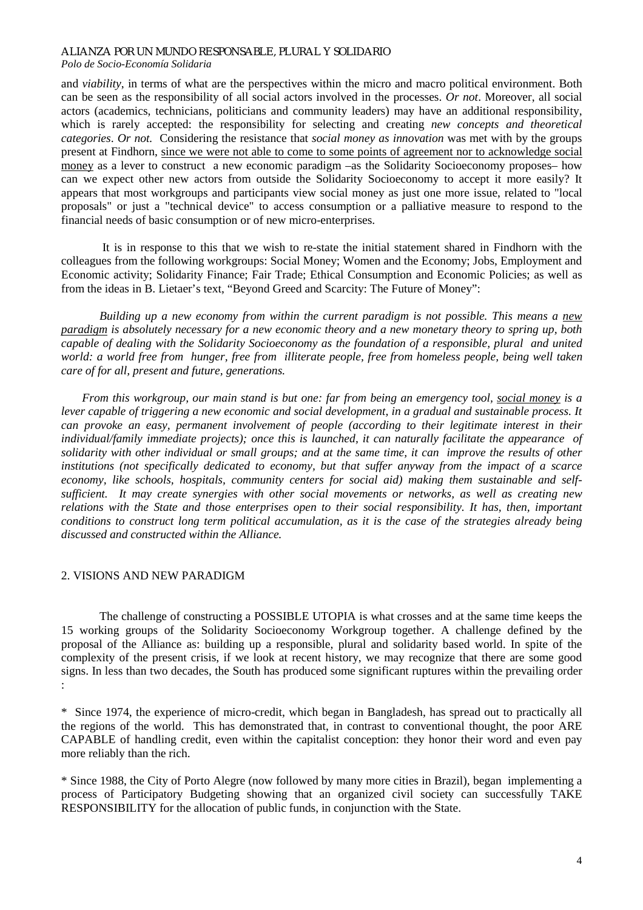and *viability*, in terms of what are the perspectives within the micro and macro political environment. Both can be seen as the responsibility of all social actors involved in the processes. *Or not*. Moreover, all social actors (academics, technicians, politicians and community leaders) may have an additional responsibility, which is rarely accepted: the responsibility for selecting and creating *new concepts and theoretical categories*. *Or not.* Considering the resistance that *social money as innovation* was met with by the groups present at Findhorn, since we were not able to come to some points of agreement nor to acknowledge social money as a lever to construct a new economic paradigm –as the Solidarity Socioeconomy proposes– how can we expect other new actors from outside the Solidarity Socioeconomy to accept it more easily? It appears that most workgroups and participants view social money as just one more issue, related to "local proposals" or just a "technical device" to access consumption or a palliative measure to respond to the financial needs of basic consumption or of new micro-enterprises.

It is in response to this that we wish to re-state the initial statement shared in Findhorn with the colleagues from the following workgroups: Social Money; Women and the Economy; Jobs, Employment and Economic activity; Solidarity Finance; Fair Trade; Ethical Consumption and Economic Policies; as well as from the ideas in B. Lietaer's text, "Beyond Greed and Scarcity: The Future of Money":

*Building up a new economy from within the current paradigm is not possible. This means a new paradigm is absolutely necessary for a new economic theory and a new monetary theory to spring up, both capable of dealing with the Solidarity Socioeconomy as the foundation of a responsible, plural and united world: a world free from hunger, free from illiterate people, free from homeless people, being well taken care of for all, present and future, generations.*

*From this workgroup, our main stand is but one: far from being an emergency tool, social money is a lever capable of triggering a new economic and social development, in a gradual and sustainable process. It can provoke an easy, permanent involvement of people (according to their legitimate interest in their individual/family immediate projects); once this is launched, it can naturally facilitate the appearance of solidarity with other individual or small groups; and at the same time, it can improve the results of other institutions (not specifically dedicated to economy, but that suffer anyway from the impact of a scarce economy, like schools, hospitals, community centers for social aid) making them sustainable and self-sufficient. It may create synergies with other social movements or networks, as well as creating new relations with the State and those enterprises open to their social responsibility. It has, then, important conditions to construct long term political accumulation, as it is the case of the strategies already being discussed and constructed within the Alliance.*

## 2. VISIONS AND NEW PARADIGM

The challenge of constructing a POSSIBLE UTOPIA is what crosses and at the same time keeps the 15 working groups of the Solidarity Socioeconomy Workgroup together. A challenge defined by the proposal of the Alliance as: building up a responsible, plural and solidarity based world. In spite of the complexity of the present crisis, if we look at recent history, we may recognize that there are some good signs. In less than two decades, the South has produced some significant ruptures within the prevailing order :

* Since 1974, the experience of micro-credit, which began in Bangladesh, has spread out to practically all the regions of the world. This has demonstrated that, in contrast to conventional thought, the poor ARE CAPABLE of handling credit, even within the capitalist conception: they honor their word and even pay more reliably than the rich.

* Since 1988, the City of Porto Alegre (now followed by many more cities in Brazil), began implementing a process of Participatory Budgeting showing that an organized civil society can successfully TAKE RESPONSIBILITY for the allocation of public funds, in conjunction with the State.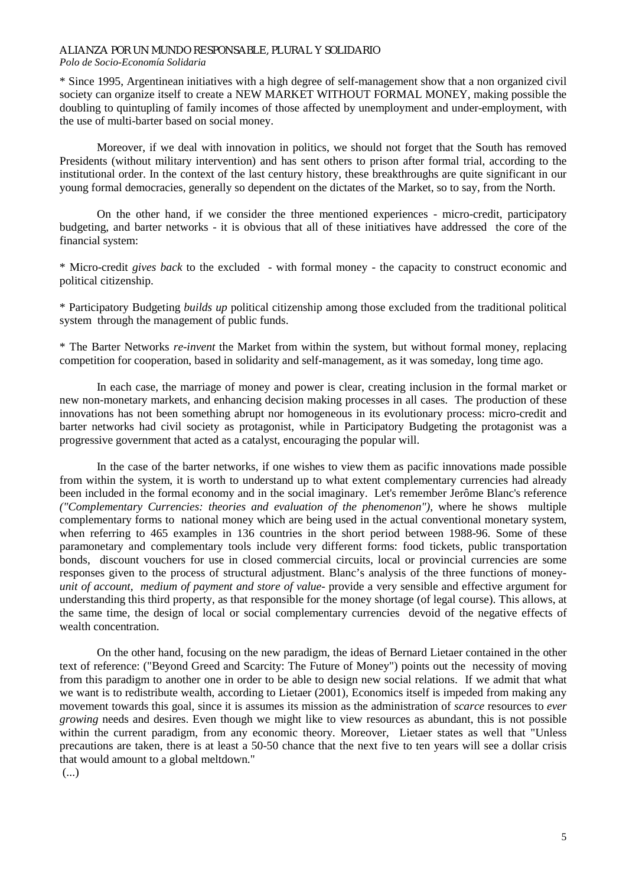\* Since 1995, Argentinean initiatives with a high degree of self-management show that a non organized civil society can organize itself to create a NEW MARKET WITHOUT FORMAL MONEY, making possible the doubling to quintupling of family incomes of those affected by unemployment and under-employment, with the use of multi-barter based on social money.

Moreover, if we deal with innovation in politics, we should not forget that the South has removed Presidents (without military intervention) and has sent others to prison after formal trial, according to the institutional order. In the context of the last century history, these breakthroughs are quite significant in our young formal democracies, generally so dependent on the dictates of the Market, so to say, from the North.

On the other hand, if we consider the three mentioned experiences - micro-credit, participatory budgeting, and barter networks - it is obvious that all of these initiatives have addressed the core of the financial system:

\* Micro-credit *gives back* to the excluded - with formal money - the capacity to construct economic and political citizenship.

\* Participatory Budgeting *builds up* political citizenship among those excluded from the traditional political system through the management of public funds.

\* The Barter Networks *re-invent* the Market from within the system, but without formal money, replacing competition for cooperation, based in solidarity and self-management, as it was someday, long time ago.

In each case, the marriage of money and power is clear, creating inclusion in the formal market or new non-monetary markets, and enhancing decision making processes in all cases. The production of these innovations has not been something abrupt nor homogeneous in its evolutionary process: micro-credit and barter networks had civil society as protagonist, while in Participatory Budgeting the protagonist was a progressive government that acted as a catalyst, encouraging the popular will.

In the case of the barter networks, if one wishes to view them as pacific innovations made possible from within the system, it is worth to understand up to what extent complementary currencies had already been included in the formal economy and in the social imaginary. Let's remember Jerôme Blanc's reference *("Complementary Currencies: theories and evaluation of the phenomenon")*, where he shows multiple complementary forms to national money which are being used in the actual conventional monetary system, when referring to 465 examples in 136 countries in the short period between 1988-96. Some of these paramonetary and complementary tools include very different forms: food tickets, public transportation bonds, discount vouchers for use in closed commercial circuits, local or provincial currencies are some responses given to the process of structural adjustment. Blanc's analysis of the three functions of money- *unit of account, medium of payment and store of value*- provide a very sensible and effective argument for understanding this third property, as that responsible for the money shortage (of legal course). This allows, at the same time, the design of local or social complementary currencies devoid of the negative effects of wealth concentration.

On the other hand, focusing on the new paradigm, the ideas of Bernard Lietaer contained in the other text of reference: ("Beyond Greed and Scarcity: The Future of Money") points out the necessity of moving from this paradigm to another one in order to be able to design new social relations. If we admit that what we want is to redistribute wealth, according to Lietaer (2001), Economics itself is impeded from making any movement towards this goal, since it is assumes its mission as the administration of *scarce* resources to *ever growing* needs and desires. Even though we might like to view resources as abundant, this is not possible within the current paradigm, from any economic theory. Moreover, Lietaer states as well that "Unless precautions are taken, there is at least a 50-50 chance that the next five to ten years will see a dollar crisis that would amount to a global meltdown."

(...)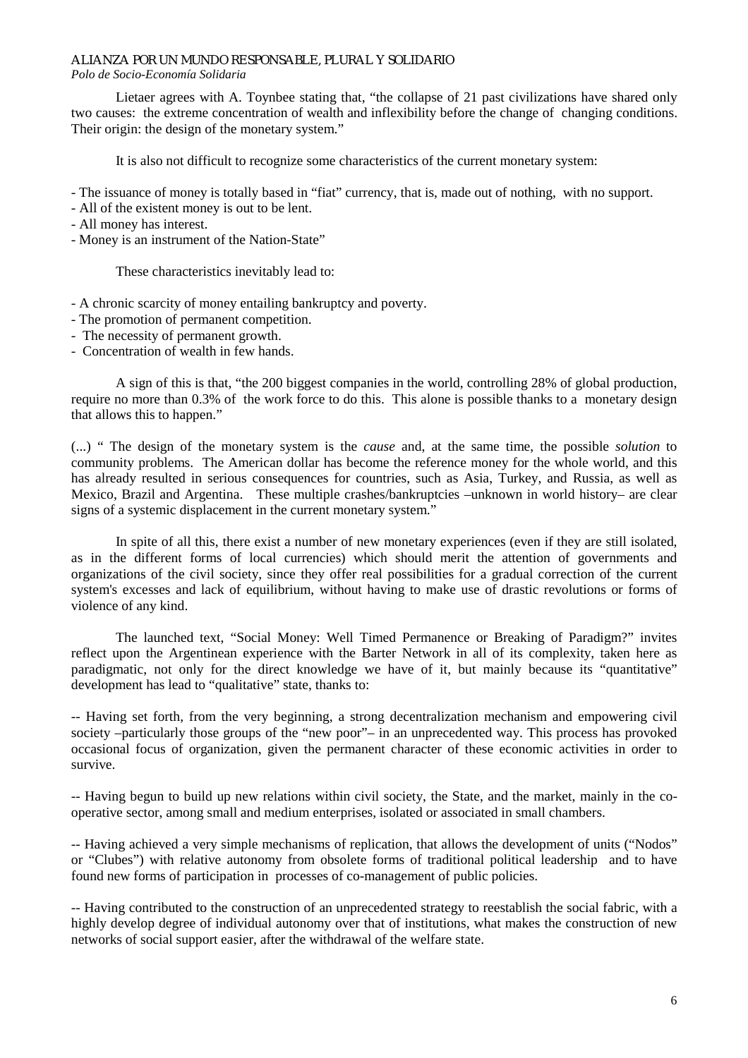Lietaer agrees with A. Toynbee stating that, "the collapse of 21 past civilizations have shared only two causes: the extreme concentration of wealth and inflexibility before the change of changing conditions. Their origin: the design of the monetary system."

It is also not difficult to recognize some characteristics of the current monetary system:

- The issuance of money is totally based in "fiat" currency, that is, made out of nothing, with no support.
- All of the existent money is out to be lent.
- All money has interest.
- Money is an instrument of the Nation-State"

These characteristics inevitably lead to:

- A chronic scarcity of money entailing bankruptcy and poverty.
- The promotion of permanent competition.
- The necessity of permanent growth.
- Concentration of wealth in few hands.

A sign of this is that, "the 200 biggest companies in the world, controlling 28% of global production, require no more than 0.3% of the work force to do this. This alone is possible thanks to a monetary design that allows this to happen."

(...) " The design of the monetary system is the *cause* and, at the same time, the possible *solution* to community problems. The American dollar has become the reference money for the whole world, and this has already resulted in serious consequences for countries, such as Asia, Turkey, and Russia, as well as Mexico, Brazil and Argentina. These multiple crashes/bankruptcies –unknown in world history– are clear signs of a systemic displacement in the current monetary system."

In spite of all this, there exist a number of new monetary experiences (even if they are still isolated, as in the different forms of local currencies) which should merit the attention of governments and organizations of the civil society, since they offer real possibilities for a gradual correction of the current system's excesses and lack of equilibrium, without having to make use of drastic revolutions or forms of violence of any kind.

The launched text, "Social Money: Well Timed Permanence or Breaking of Paradigm?" invites reflect upon the Argentinean experience with the Barter Network in all of its complexity, taken here as paradigmatic, not only for the direct knowledge we have of it, but mainly because its "quantitative" development has lead to "qualitative" state, thanks to:

-- Having set forth, from the very beginning, a strong decentralization mechanism and empowering civil society –particularly those groups of the "new poor"– in an unprecedented way. This process has provoked occasional focus of organization, given the permanent character of these economic activities in order to survive.

-- Having begun to build up new relations within civil society, the State, and the market, mainly in the co-operative sector, among small and medium enterprises, isolated or associated in small chambers.

-- Having achieved a very simple mechanisms of replication, that allows the development of units ("Nodos" or "Clubes") with relative autonomy from obsolete forms of traditional political leadership and to have found new forms of participation in processes of co-management of public policies.

-- Having contributed to the construction of an unprecedented strategy to reestablish the social fabric, with a highly develop degree of individual autonomy over that of institutions, what makes the construction of new networks of social support easier, after the withdrawal of the welfare state.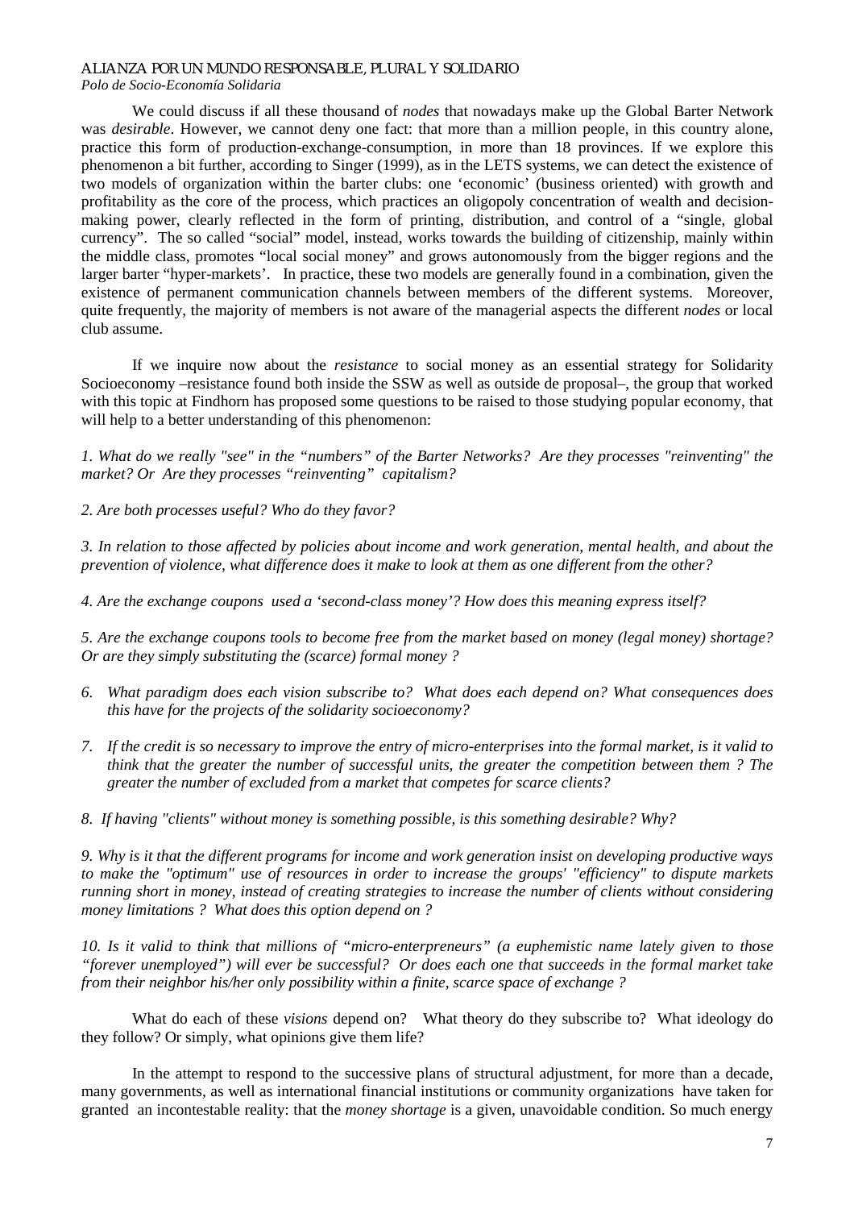We could discuss if all these thousand of *nodes* that nowadays make up the Global Barter Network was *desirable*. However, we cannot deny one fact: that more than a million people, in this country alone, practice this form of production-exchange-consumption, in more than 18 provinces. If we explore this phenomenon a bit further, according to Singer (1999), as in the LETS systems, we can detect the existence of two models of organization within the barter clubs: one 'economic' (business oriented) with growth and profitability as the core of the process, which practices an oligopoly concentration of wealth and decision-making power, clearly reflected in the form of printing, distribution, and control of a "single, global currency". The so called "social" model, instead, works towards the building of citizenship, mainly within the middle class, promotes "local social money" and grows autonomously from the bigger regions and the larger barter "hyper-markets'. In practice, these two models are generally found in a combination, given the existence of permanent communication channels between members of the different systems. Moreover, quite frequently, the majority of members is not aware of the managerial aspects the different *nodes* or local club assume.

If we inquire now about the *resistance* to social money as an essential strategy for Solidarity Socioeconomy –resistance found both inside the SSW as well as outside de proposal–, the group that worked with this topic at Findhorn has proposed some questions to be raised to those studying popular economy, that will help to a better understanding of this phenomenon:

*1. What do we really "see" in the "numbers" of the Barter Networks? Are they processes "reinventing" the market? Or Are they processes "reinventing" capitalism?*

*2. Are both processes useful? Who do they favor?*

*3. In relation to those affected by policies about income and work generation, mental health, and about the prevention of violence, what difference does it make to look at them as one different from the other?*

*4. Are the exchange coupons used a 'second-class money'? How does this meaning express itself?*

*5. Are the exchange coupons tools to become free from the market based on money (legal money) shortage? Or are they simply substituting the (scarce) formal money ?*

6. *What paradigm does each vision subscribe to? What does each depend on? What consequences does this have for the projects of the solidarity socioeconomy?*

7. *If the credit is so necessary to improve the entry of micro-enterprises into the formal market, is it valid to think that the greater the number of successful units, the greater the competition between them ? The greater the number of excluded from a market that competes for scarce clients?*

8. *If having "clients" without money is something possible, is this something desirable? Why?*

*9. Why is it that the different programs for income and work generation insist on developing productive ways to make the "optimum" use of resources in order to increase the groups' "efficiency" to dispute markets running short in money, instead of creating strategies to increase the number of clients without considering money limitations ? What does this option depend on ?*

*10. Is it valid to think that millions of "micro-enterpreneurs" (a euphemistic name lately given to those "forever unemployed") will ever be successful? Or does each one that succeeds in the formal market take from their neighbor his/her only possibility within a finite, scarce space of exchange ?*

What do each of these *visions* depend on? What theory do they subscribe to? What ideology do they follow? Or simply, what opinions give them life?

In the attempt to respond to the successive plans of structural adjustment, for more than a decade, many governments, as well as international financial institutions or community organizations have taken for granted an incontestable reality: that the *money shortage* is a given, unavoidable condition. So much energy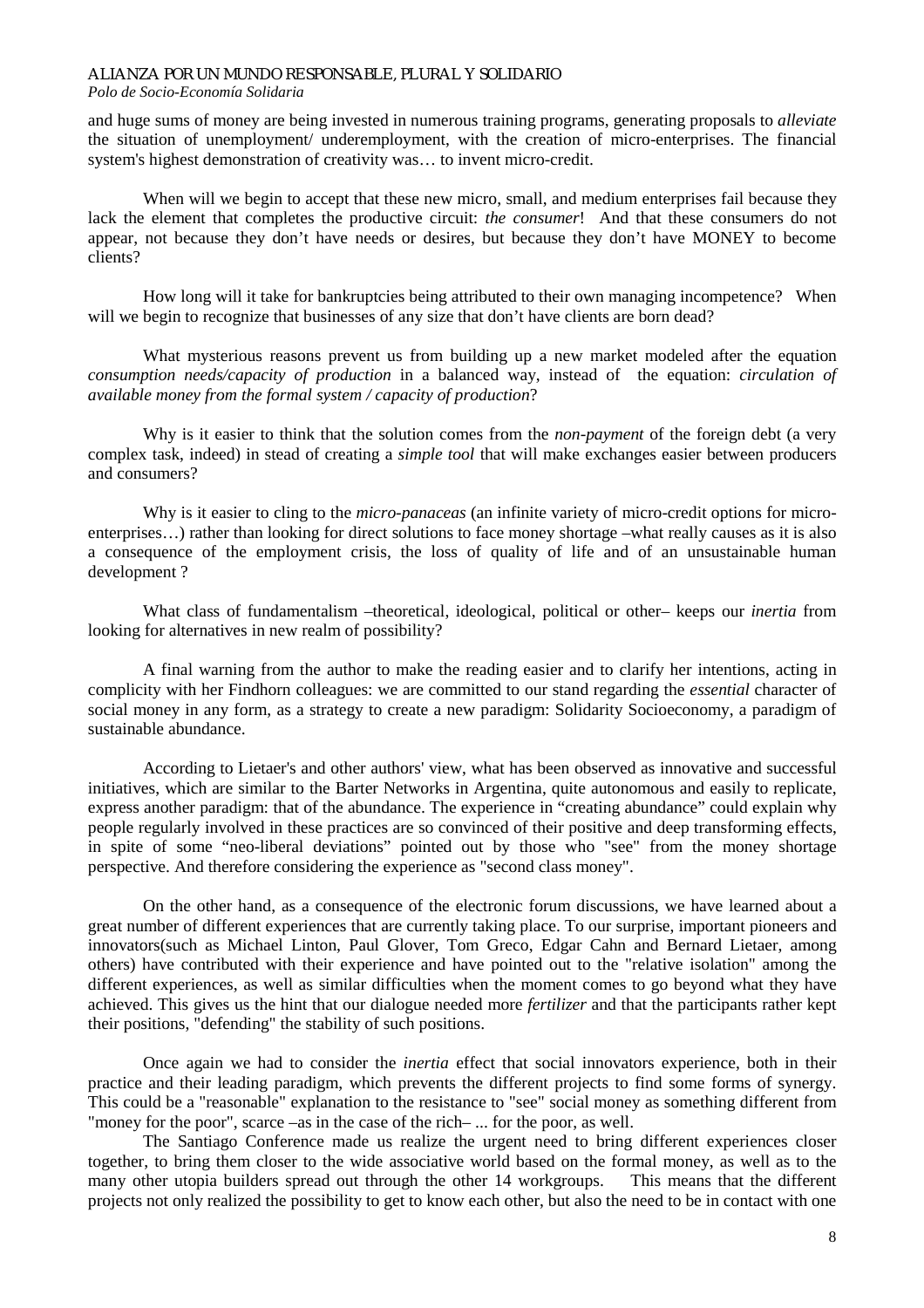and huge sums of money are being invested in numerous training programs, generating proposals to *alleviate* the situation of unemployment/ underemployment, with the creation of micro-enterprises. The financial system's highest demonstration of creativity was… to invent micro-credit.

When will we begin to accept that these new micro, small, and medium enterprises fail because they lack the element that completes the productive circuit: *the consumer*! And that these consumers do not appear, not because they don't have needs or desires, but because they don't have MONEY to become clients?

How long will it take for bankruptcies being attributed to their own managing incompetence? When will we begin to recognize that businesses of any size that don't have clients are born dead?

What mysterious reasons prevent us from building up a new market modeled after the equation *consumption needs/capacity of production* in a balanced way, instead of the equation: *circulation of available money from the formal system / capacity of production*?

Why is it easier to think that the solution comes from the *non-payment* of the foreign debt (a very complex task, indeed) in stead of creating a *simple tool* that will make exchanges easier between producers and consumers?

Why is it easier to cling to the *micro-panaceas* (an infinite variety of micro-credit options for micro-enterprises…) rather than looking for direct solutions to face money shortage –what really causes as it is also a consequence of the employment crisis, the loss of quality of life and of an unsustainable human development ?

What class of fundamentalism –theoretical, ideological, political or other– keeps our *inertia* from looking for alternatives in new realm of possibility?

A final warning from the author to make the reading easier and to clarify her intentions, acting in complicity with her Findhorn colleagues: we are committed to our stand regarding the *essential* character of social money in any form, as a strategy to create a new paradigm: Solidarity Socioeconomy, a paradigm of sustainable abundance.

According to Lietaer's and other authors' view, what has been observed as innovative and successful initiatives, which are similar to the Barter Networks in Argentina, quite autonomous and easily to replicate, express another paradigm: that of the abundance. The experience in "creating abundance" could explain why people regularly involved in these practices are so convinced of their positive and deep transforming effects, in spite of some "neo-liberal deviations" pointed out by those who "see" from the money shortage perspective. And therefore considering the experience as "second class money".

On the other hand, as a consequence of the electronic forum discussions, we have learned about a great number of different experiences that are currently taking place. To our surprise, important pioneers and innovators(such as Michael Linton, Paul Glover, Tom Greco, Edgar Cahn and Bernard Lietaer, among others) have contributed with their experience and have pointed out to the "relative isolation" among the different experiences, as well as similar difficulties when the moment comes to go beyond what they have achieved. This gives us the hint that our dialogue needed more *fertilizer* and that the participants rather kept their positions, "defending" the stability of such positions.

Once again we had to consider the *inertia* effect that social innovators experience, both in their practice and their leading paradigm, which prevents the different projects to find some forms of synergy. This could be a "reasonable" explanation to the resistance to "see" social money as something different from "money for the poor", scarce –as in the case of the rich– ... for the poor, as well.

The Santiago Conference made us realize the urgent need to bring different experiences closer together, to bring them closer to the wide associative world based on the formal money, as well as to the many other utopia builders spread out through the other 14 workgroups. This means that the different projects not only realized the possibility to get to know each other, but also the need to be in contact with one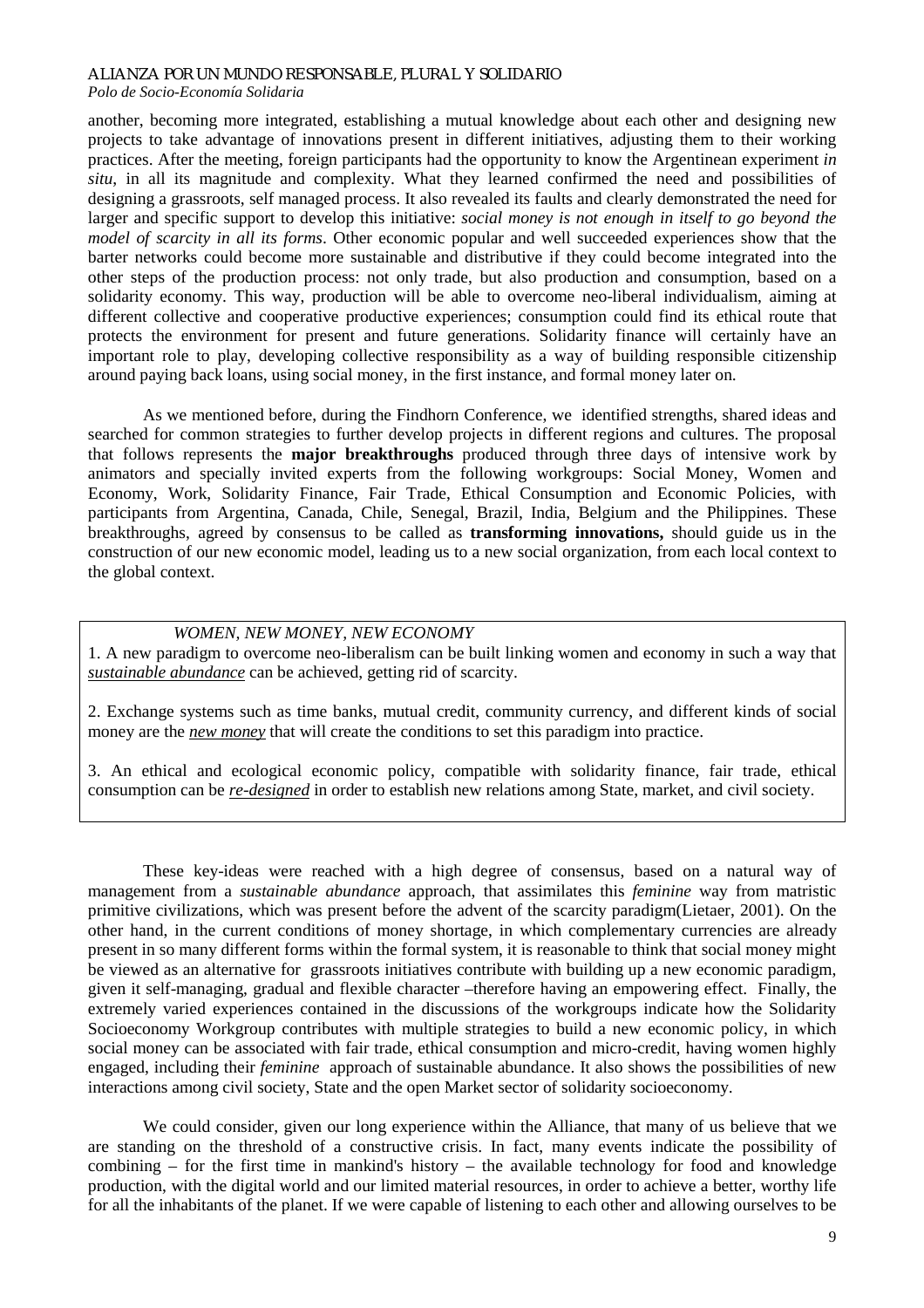another, becoming more integrated, establishing a mutual knowledge about each other and designing new projects to take advantage of innovations present in different initiatives, adjusting them to their working practices. After the meeting, foreign participants had the opportunity to know the Argentinean experiment *in situ*, in all its magnitude and complexity. What they learned confirmed the need and possibilities of designing a grassroots, self managed process. It also revealed its faults and clearly demonstrated the need for larger and specific support to develop this initiative: *social money is not enough in itself to go beyond the model of scarcity in all its forms*. Other economic popular and well succeeded experiences show that the barter networks could become more sustainable and distributive if they could become integrated into the other steps of the production process: not only trade, but also production and consumption, based on a solidarity economy. This way, production will be able to overcome neo-liberal individualism, aiming at different collective and cooperative productive experiences; consumption could find its ethical route that protects the environment for present and future generations. Solidarity finance will certainly have an important role to play, developing collective responsibility as a way of building responsible citizenship around paying back loans, using social money, in the first instance, and formal money later on.

As we mentioned before, during the Findhorn Conference, we identified strengths, shared ideas and searched for common strategies to further develop projects in different regions and cultures. The proposal that follows represents the **major breakthroughs** produced through three days of intensive work by animators and specially invited experts from the following workgroups: Social Money, Women and Economy, Work, Solidarity Finance, Fair Trade, Ethical Consumption and Economic Policies, with participants from Argentina, Canada, Chile, Senegal, Brazil, India, Belgium and the Philippines. These breakthroughs, agreed by consensus to be called as **transforming innovations,** should guide us in the construction of our new economic model, leading us to a new social organization, from each local context to the global context.

*WOMEN, NEW MONEY, NEW ECONOMY*

1. A new paradigm to overcome neo-liberalism can be built linking women and economy in such a way that *sustainable abundance* can be achieved, getting rid of scarcity.

2. Exchange systems such as time banks, mutual credit, community currency, and different kinds of social money are the *new money* that will create the conditions to set this paradigm into practice.

3. An ethical and ecological economic policy, compatible with solidarity finance, fair trade, ethical consumption can be *re-designed* in order to establish new relations among State, market, and civil society.

These key-ideas were reached with a high degree of consensus, based on a natural way of management from a *sustainable abundance* approach, that assimilates this *feminine* way from matristic primitive civilizations, which was present before the advent of the scarcity paradigm(Lietaer, 2001). On the other hand, in the current conditions of money shortage, in which complementary currencies are already present in so many different forms within the formal system, it is reasonable to think that social money might be viewed as an alternative for grassroots initiatives contribute with building up a new economic paradigm, given it self-managing, gradual and flexible character –therefore having an empowering effect. Finally, the extremely varied experiences contained in the discussions of the workgroups indicate how the Solidarity Socioeconomy Workgroup contributes with multiple strategies to build a new economic policy, in which social money can be associated with fair trade, ethical consumption and micro-credit, having women highly engaged, including their *feminine* approach of sustainable abundance. It also shows the possibilities of new interactions among civil society, State and the open Market sector of solidarity socioeconomy.

We could consider, given our long experience within the Alliance, that many of us believe that we are standing on the threshold of a constructive crisis. In fact, many events indicate the possibility of combining – for the first time in mankind's history – the available technology for food and knowledge production, with the digital world and our limited material resources, in order to achieve a better, worthy life for all the inhabitants of the planet. If we were capable of listening to each other and allowing ourselves to be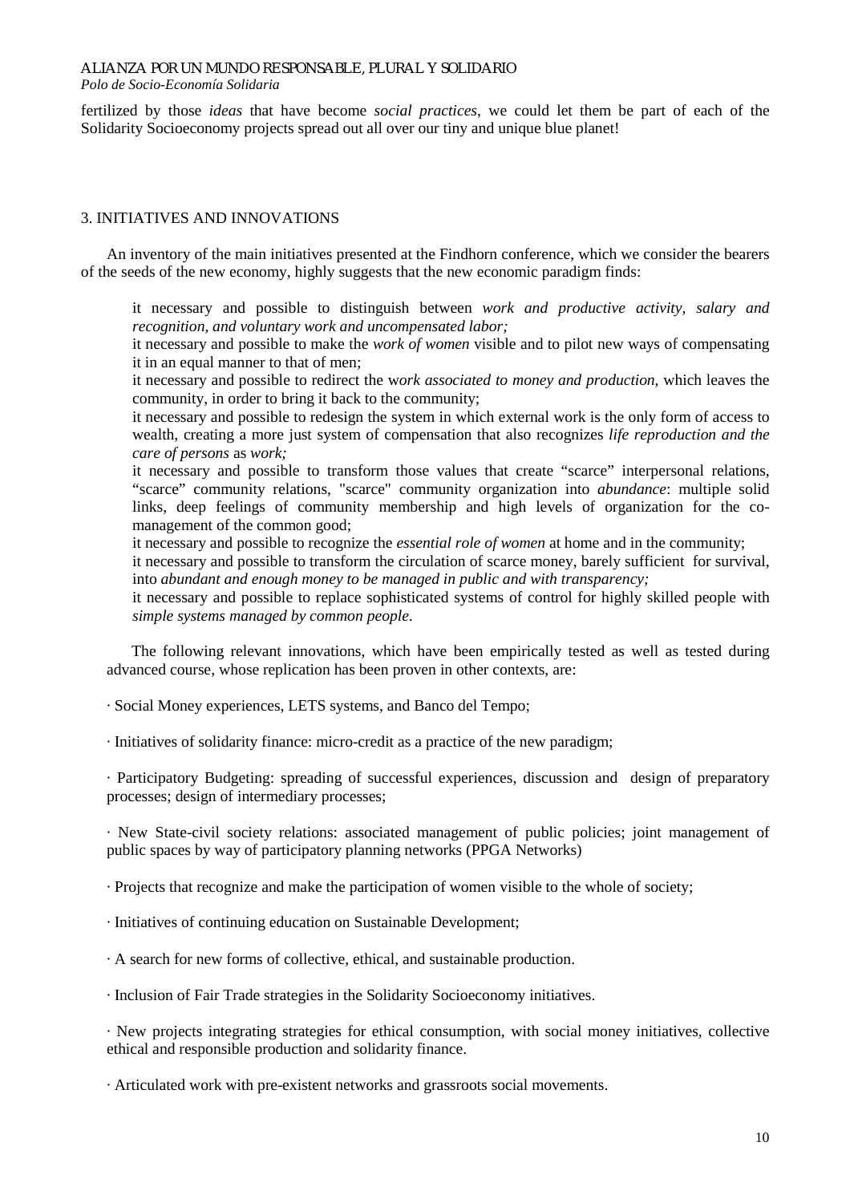fertilized by those *ideas* that have become *social practices*, we could let them be part of each of the Solidarity Socioeconomy projects spread out all over our tiny and unique blue planet!

## 3. INITIATIVES AND INNOVATIONS

An inventory of the main initiatives presented at the Findhorn conference, which we consider the bearers of the seeds of the new economy, highly suggests that the new economic paradigm finds:

it necessary and possible to distinguish between *work and productive activity, salary and recognition, and voluntary work and uncompensated labor;*

it necessary and possible to make the *work of women* visible and to pilot new ways of compensating it in an equal manner to that of men;

it necessary and possible to redirect the w*ork associated to money and production*, which leaves the community, in order to bring it back to the community;

it necessary and possible to redesign the system in which external work is the only form of access to wealth, creating a more just system of compensation that also recognizes *life reproduction and the care of persons* as *work;*

it necessary and possible to transform those values that create "scarce" interpersonal relations, "scarce" community relations, "scarce" community organization into *abundance*: multiple solid links, deep feelings of community membership and high levels of organization for the co-management of the common good;

it necessary and possible to recognize the *essential role of women* at home and in the community;

it necessary and possible to transform the circulation of scarce money, barely sufficient for survival, into *abundant and enough money to be managed in public and with transparency;*

it necessary and possible to replace sophisticated systems of control for highly skilled people with *simple systems managed by common people*.

The following relevant innovations, which have been empirically tested as well as tested during advanced course, whose replication has been proven in other contexts, are:

· Social Money experiences, LETS systems, and Banco del Tempo;

· Initiatives of solidarity finance: micro-credit as a practice of the new paradigm;

· Participatory Budgeting: spreading of successful experiences, discussion and design of preparatory processes; design of intermediary processes;

· New State-civil society relations: associated management of public policies; joint management of public spaces by way of participatory planning networks (PPGA Networks)

· Projects that recognize and make the participation of women visible to the whole of society;

· Initiatives of continuing education on Sustainable Development;

· A search for new forms of collective, ethical, and sustainable production.

· Inclusion of Fair Trade strategies in the Solidarity Socioeconomy initiatives.

· New projects integrating strategies for ethical consumption, with social money initiatives, collective ethical and responsible production and solidarity finance.

· Articulated work with pre-existent networks and grassroots social movements.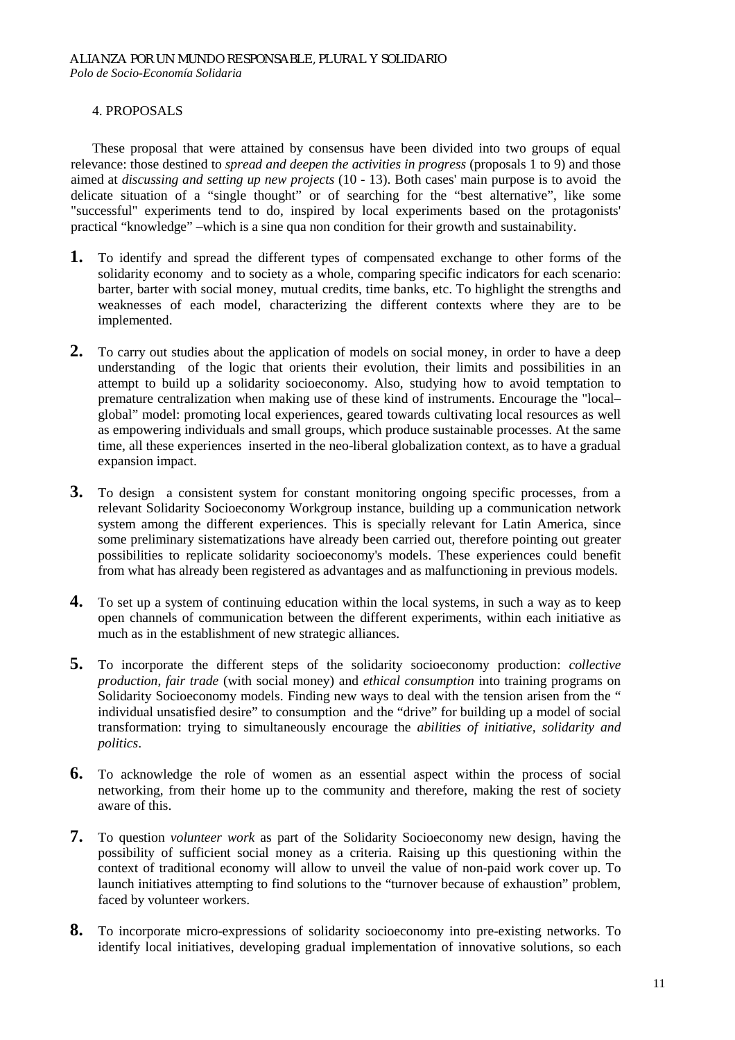## 4. PROPOSALS

These proposal that were attained by consensus have been divided into two groups of equal relevance: those destined to *spread and deepen the activities in progress* (proposals 1 to 9) and those aimed at *discussing and setting up new projects* (10 - 13). Both cases' main purpose is to avoid the delicate situation of a "single thought" or of searching for the "best alternative", like some "successful" experiments tend to do, inspired by local experiments based on the protagonists' practical "knowledge" –which is a sine qua non condition for their growth and sustainability.

**1.** To identify and spread the different types of compensated exchange to other forms of the solidarity economy and to society as a whole, comparing specific indicators for each scenario: barter, barter with social money, mutual credits, time banks, etc. To highlight the strengths and weaknesses of each model, characterizing the different contexts where they are to be implemented.

**2.** To carry out studies about the application of models on social money, in order to have a deep understanding of the logic that orients their evolution, their limits and possibilities in an attempt to build up a solidarity socioeconomy. Also, studying how to avoid temptation to premature centralization when making use of these kind of instruments. Encourage the "local–global" model: promoting local experiences, geared towards cultivating local resources as well as empowering individuals and small groups, which produce sustainable processes. At the same time, all these experiences inserted in the neo-liberal globalization context, as to have a gradual expansion impact.

**3.** To design a consistent system for constant monitoring ongoing specific processes, from a relevant Solidarity Socioeconomy Workgroup instance, building up a communication network system among the different experiences. This is specially relevant for Latin America, since some preliminary sistematizations have already been carried out, therefore pointing out greater possibilities to replicate solidarity socioeconomy's models. These experiences could benefit from what has already been registered as advantages and as malfunctioning in previous models.

**4.** To set up a system of continuing education within the local systems, in such a way as to keep open channels of communication between the different experiments, within each initiative as much as in the establishment of new strategic alliances.

**5.** To incorporate the different steps of the solidarity socioeconomy production: *collective production*, *fair trade* (with social money) and *ethical consumption* into training programs on Solidarity Socioeconomy models. Finding new ways to deal with the tension arisen from the " individual unsatisfied desire" to consumption and the "drive" for building up a model of social transformation: trying to simultaneously encourage the *abilities of initiative, solidarity and politics*.

**6.** To acknowledge the role of women as an essential aspect within the process of social networking, from their home up to the community and therefore, making the rest of society aware of this.

**7.** To question *volunteer work* as part of the Solidarity Socioeconomy new design, having the possibility of sufficient social money as a criteria. Raising up this questioning within the context of traditional economy will allow to unveil the value of non-paid work cover up. To launch initiatives attempting to find solutions to the "turnover because of exhaustion" problem, faced by volunteer workers.

**8.** To incorporate micro-expressions of solidarity socioeconomy into pre-existing networks. To identify local initiatives, developing gradual implementation of innovative solutions, so each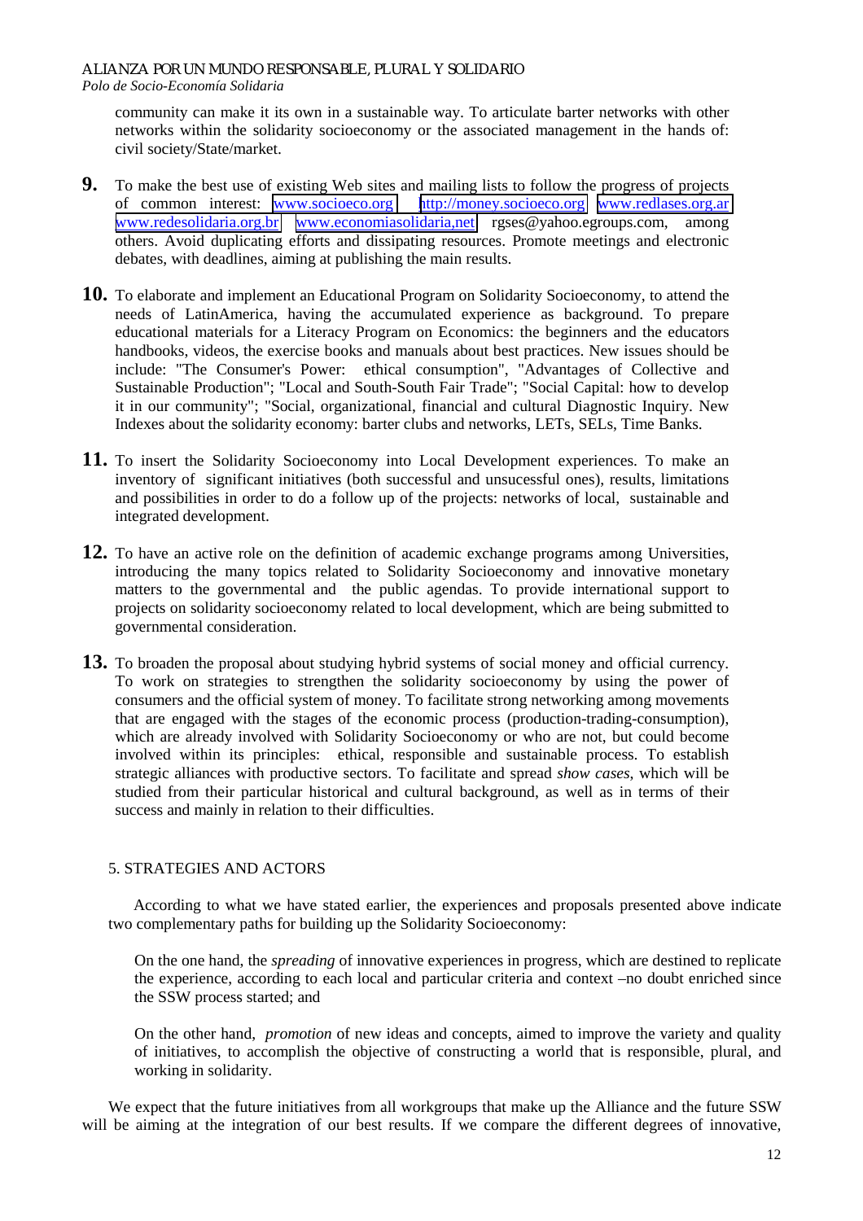community can make it its own in a sustainable way. To articulate barter networks with other networks within the solidarity socioeconomy or the associated management in the hands of: civil society/State/market.

**9.** To make the best use of existing Web sites and mailing lists to follow the progress of projects of common interest: www.socioeco.org, http://money.socioeco.org, www.redlases.org.ar, www.redesolidaria.org.br, www.economiasolidaria,net, rgses@yahoo.egroups.com, among others. Avoid duplicating efforts and dissipating resources. Promote meetings and electronic debates, with deadlines, aiming at publishing the main results.

**10.** To elaborate and implement an Educational Program on Solidarity Socioeconomy, to attend the needs of LatinAmerica, having the accumulated experience as background. To prepare educational materials for a Literacy Program on Economics: the beginners and the educators handbooks, videos, the exercise books and manuals about best practices. New issues should be include: "The Consumer's Power: ethical consumption", "Advantages of Collective and Sustainable Production"; "Local and South-South Fair Trade"; "Social Capital: how to develop it in our community"; "Social, organizational, financial and cultural Diagnostic Inquiry. New Indexes about the solidarity economy: barter clubs and networks, LETs, SELs, Time Banks.

**11.** To insert the Solidarity Socioeconomy into Local Development experiences. To make an inventory of significant initiatives (both successful and unsucessful ones), results, limitations and possibilities in order to do a follow up of the projects: networks of local, sustainable and integrated development.

**12.** To have an active role on the definition of academic exchange programs among Universities, introducing the many topics related to Solidarity Socioeconomy and innovative monetary matters to the governmental and the public agendas. To provide international support to projects on solidarity socioeconomy related to local development, which are being submitted to governmental consideration.

**13.** To broaden the proposal about studying hybrid systems of social money and official currency. To work on strategies to strengthen the solidarity socioeconomy by using the power of consumers and the official system of money. To facilitate strong networking among movements that are engaged with the stages of the economic process (production-trading-consumption), which are already involved with Solidarity Socioeconomy or who are not, but could become involved within its principles: ethical, responsible and sustainable process. To establish strategic alliances with productive sectors. To facilitate and spread *show cases*, which will be studied from their particular historical and cultural background, as well as in terms of their success and mainly in relation to their difficulties.

## 5. STRATEGIES AND ACTORS

According to what we have stated earlier, the experiences and proposals presented above indicate two complementary paths for building up the Solidarity Socioeconomy:

On the one hand, the *spreading* of innovative experiences in progress, which are destined to replicate the experience, according to each local and particular criteria and context –no doubt enriched since the SSW process started; and

On the other hand, *promotion* of new ideas and concepts, aimed to improve the variety and quality of initiatives, to accomplish the objective of constructing a world that is responsible, plural, and working in solidarity.

We expect that the future initiatives from all workgroups that make up the Alliance and the future SSW will be aiming at the integration of our best results. If we compare the different degrees of innovative,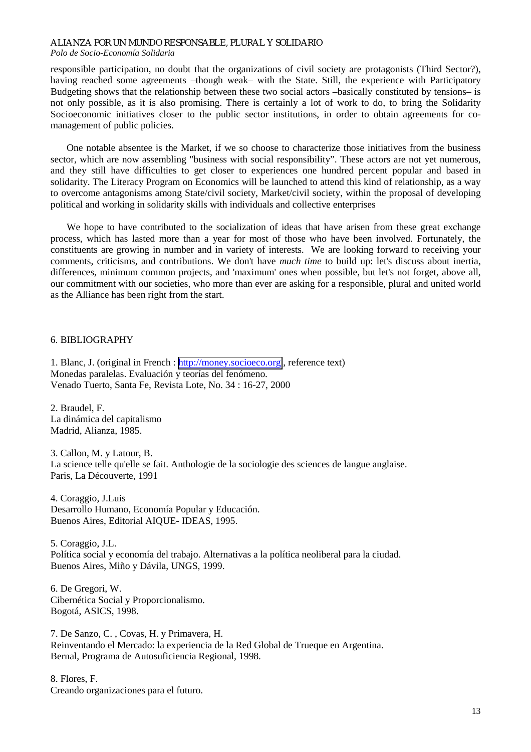responsible participation, no doubt that the organizations of civil society are protagonists (Third Sector?), having reached some agreements –though weak– with the State. Still, the experience with Participatory Budgeting shows that the relationship between these two social actors –basically constituted by tensions– is not only possible, as it is also promising. There is certainly a lot of work to do, to bring the Solidarity Socioeconomic initiatives closer to the public sector institutions, in order to obtain agreements for co-management of public policies.

One notable absentee is the Market, if we so choose to characterize those initiatives from the business sector, which are now assembling "business with social responsibility". These actors are not yet numerous, and they still have difficulties to get closer to experiences one hundred percent popular and based in solidarity. The Literacy Program on Economics will be launched to attend this kind of relationship, as a way to overcome antagonisms among State/civil society, Market/civil society, within the proposal of developing political and working in solidarity skills with individuals and collective enterprises

We hope to have contributed to the socialization of ideas that have arisen from these great exchange process, which has lasted more than a year for most of those who have been involved. Fortunately, the constituents are growing in number and in variety of interests. We are looking forward to receiving your comments, criticisms, and contributions. We don't have *much time* to build up: let's discuss about inertia, differences, minimum common projects, and 'maximum' ones when possible, but let's not forget, above all, our commitment with our societies, who more than ever are asking for a responsible, plural and united world as the Alliance has been right from the start.

## 6. BIBLIOGRAPHY

1. Blanc, J. (original in French : http://money.socioeco.org, reference text)
Monedas paralelas. Evaluación y teorías del fenómeno.
Venado Tuerto, Santa Fe, Revista Lote, No. 34 : 16-27, 2000

2. Braudel, F.
La dinámica del capitalismo
Madrid, Alianza, 1985.

3. Callon, M. y Latour, B.
La science telle qu'elle se fait. Anthologie de la sociologie des sciences de langue anglaise.
Paris, La Découverte, 1991

4. Coraggio, J.Luis
Desarrollo Humano, Economía Popular y Educación.
Buenos Aires, Editorial AIQUE- IDEAS, 1995.

5. Coraggio, J.L.
Política social y economía del trabajo. Alternativas a la política neoliberal para la ciudad.
Buenos Aires, Miño y Dávila, UNGS, 1999.

6. De Gregori, W.
Cibernética Social y Proporcionalismo.
Bogotá, ASICS, 1998.

7. De Sanzo, C. , Covas, H. y Primavera, H.
Reinventando el Mercado: la experiencia de la Red Global de Trueque en Argentina.
Bernal, Programa de Autosuficiencia Regional, 1998.

8. Flores, F.
Creando organizaciones para el futuro.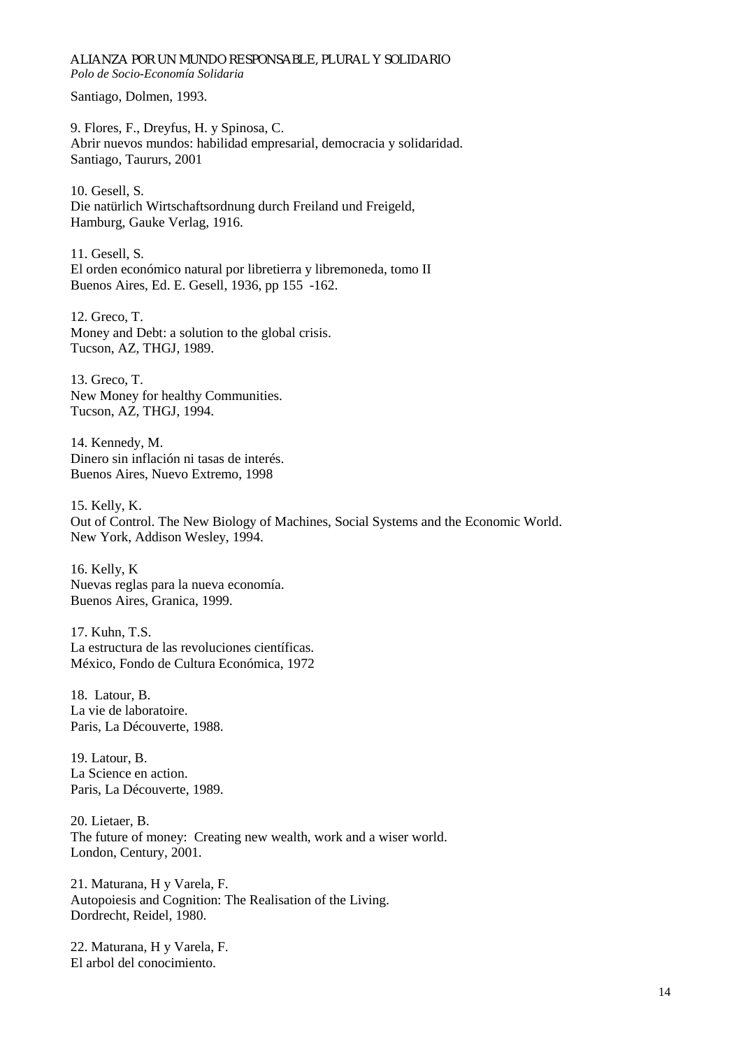Santiago, Dolmen, 1993.

9. Flores, F., Dreyfus, H. y Spinosa, C.
Abrir nuevos mundos: habilidad empresarial, democracia y solidaridad.
Santiago, Taururs, 2001

10. Gesell, S.
Die natürlich Wirtschaftsordnung durch Freiland und Freigeld,
Hamburg, Gauke Verlag, 1916.

11. Gesell, S.
El orden económico natural por libretierra y libremoneda, tomo II
Buenos Aires, Ed. E. Gesell, 1936, pp 155 -162.

12. Greco, T.
Money and Debt: a solution to the global crisis.
Tucson, AZ, THGJ, 1989.

13. Greco, T.
New Money for healthy Communities.
Tucson, AZ, THGJ, 1994.

14. Kennedy, M.
Dinero sin inflación ni tasas de interés.
Buenos Aires, Nuevo Extremo, 1998

15. Kelly, K.
Out of Control. The New Biology of Machines, Social Systems and the Economic World.
New York, Addison Wesley, 1994.

16. Kelly, K
Nuevas reglas para la nueva economía.
Buenos Aires, Granica, 1999.

17. Kuhn, T.S.
La estructura de las revoluciones científicas.
México, Fondo de Cultura Económica, 1972

18. Latour, B.
La vie de laboratoire.
Paris, La Découverte, 1988.

19. Latour, B.
La Science en action.
Paris, La Découverte, 1989.

20. Lietaer, B.
The future of money: Creating new wealth, work and a wiser world.
London, Century, 2001.

21. Maturana, H y Varela, F.
Autopoiesis and Cognition: The Realisation of the Living.
Dordrecht, Reidel, 1980.

22. Maturana, H y Varela, F.
El arbol del conocimiento.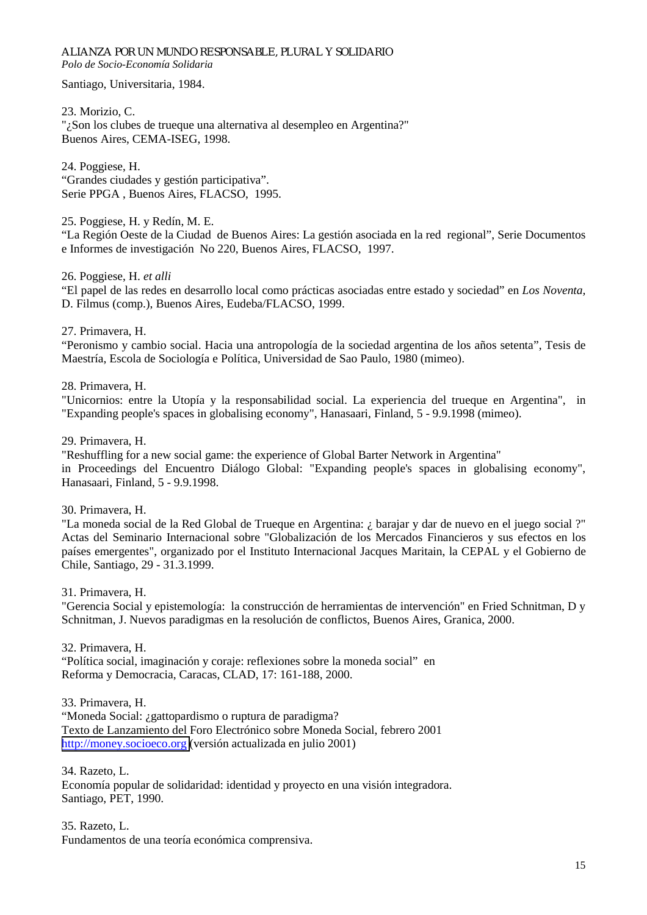Santiago, Universitaria, 1984.

23. Morizio, C.
"¿Son los clubes de trueque una alternativa al desempleo en Argentina?"
Buenos Aires, CEMA-ISEG, 1998.

24. Poggiese, H.
"Grandes ciudades y gestión participativa".
Serie PPGA , Buenos Aires, FLACSO, 1995.

25. Poggiese, H. y Redín, M. E.
"La Región Oeste de la Ciudad de Buenos Aires: La gestión asociada en la red regional", Serie Documentos e Informes de investigación No 220, Buenos Aires, FLACSO, 1997.

26. Poggiese, H. *et alli*
"El papel de las redes en desarrollo local como prácticas asociadas entre estado y sociedad" en *Los Noventa,* D. Filmus (comp.), Buenos Aires, Eudeba/FLACSO, 1999.

27. Primavera, H.
"Peronismo y cambio social. Hacia una antropología de la sociedad argentina de los años setenta", Tesis de Maestría, Escola de Sociología e Política, Universidad de Sao Paulo, 1980 (mimeo).

28. Primavera, H.
"Unicornios: entre la Utopía y la responsabilidad social. La experiencia del trueque en Argentina", in "Expanding people's spaces in globalising economy", Hanasaari, Finland, 5 - 9.9.1998 (mimeo).

29. Primavera, H.
"Reshuffling for a new social game: the experience of Global Barter Network in Argentina"
in Proceedings del Encuentro Diálogo Global: "Expanding people's spaces in globalising economy", Hanasaari, Finland, 5 - 9.9.1998.

30. Primavera, H.
"La moneda social de la Red Global de Trueque en Argentina: ¿ barajar y dar de nuevo en el juego social ?" Actas del Seminario Internacional sobre "Globalización de los Mercados Financieros y sus efectos en los países emergentes", organizado por el Instituto Internacional Jacques Maritain, la CEPAL y el Gobierno de Chile, Santiago, 29 - 31.3.1999.

31. Primavera, H.
"Gerencia Social y epistemología: la construcción de herramientas de intervención" en Fried Schnitman, D y Schnitman, J. Nuevos paradigmas en la resolución de conflictos, Buenos Aires, Granica, 2000.

32. Primavera, H.
"Política social, imaginación y coraje: reflexiones sobre la moneda social" en
Reforma y Democracia, Caracas, CLAD, 17: 161-188, 2000.

33. Primavera, H.
"Moneda Social: ¿gattopardismo o ruptura de paradigma?
Texto de Lanzamiento del Foro Electrónico sobre Moneda Social, febrero 2001
http://money.socioeco.org (versión actualizada en julio 2001)

34. Razeto, L.
Economía popular de solidaridad: identidad y proyecto en una visión integradora.
Santiago, PET, 1990.

35. Razeto, L.
Fundamentos de una teoría económica comprensiva.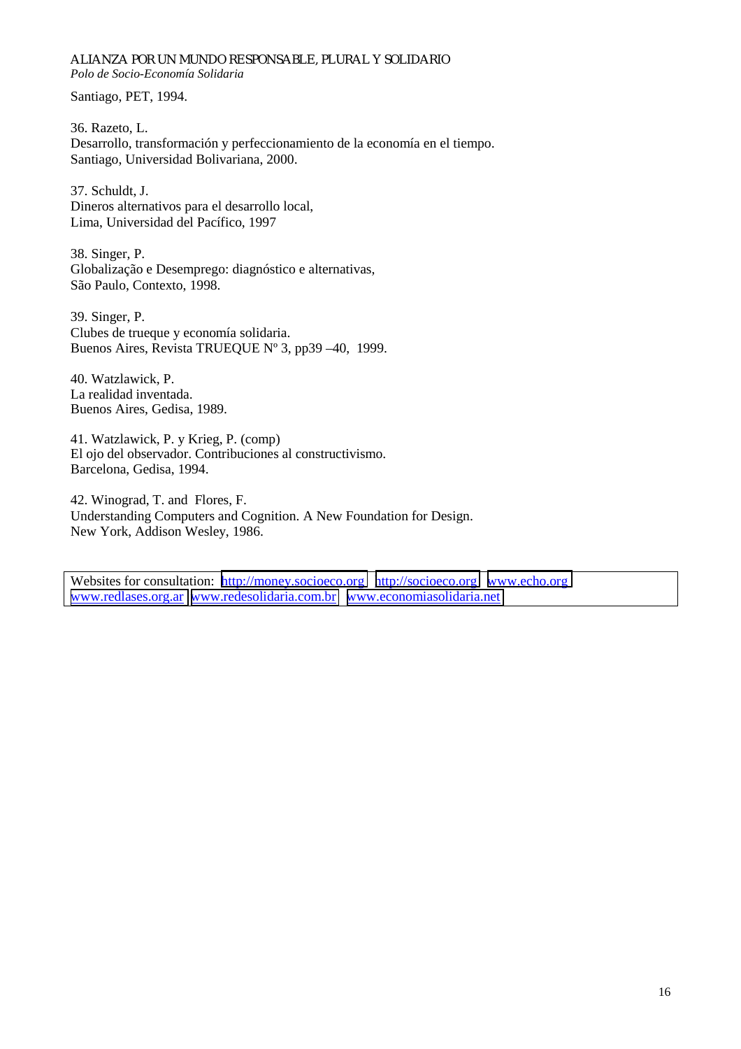Santiago, PET, 1994.

36. Razeto, L.
Desarrollo, transformación y perfeccionamiento de la economía en el tiempo.
Santiago, Universidad Bolivariana, 2000.

37. Schuldt, J.
Dineros alternativos para el desarrollo local,
Lima, Universidad del Pacífico, 1997

38. Singer, P.
Globalização e Desemprego: diagnóstico e alternativas,
São Paulo, Contexto, 1998.

39. Singer, P.
Clubes de trueque y economía solidaria.
Buenos Aires, Revista TRUEQUE Nº 3, pp39 –40, 1999.

40. Watzlawick, P.
La realidad inventada.
Buenos Aires, Gedisa, 1989.

41. Watzlawick, P. y Krieg, P. (comp)
El ojo del observador. Contribuciones al constructivismo.
Barcelona, Gedisa, 1994.

42. Winograd, T. and Flores, F.
Understanding Computers and Cognition. A New Foundation for Design.
New York, Addison Wesley, 1986.

Websites for consultation: http://money.socioeco.org http://socioeco.org www.echo.org www.redlases.org.ar www.redesolidaria.com.br www.economiasolidaria.net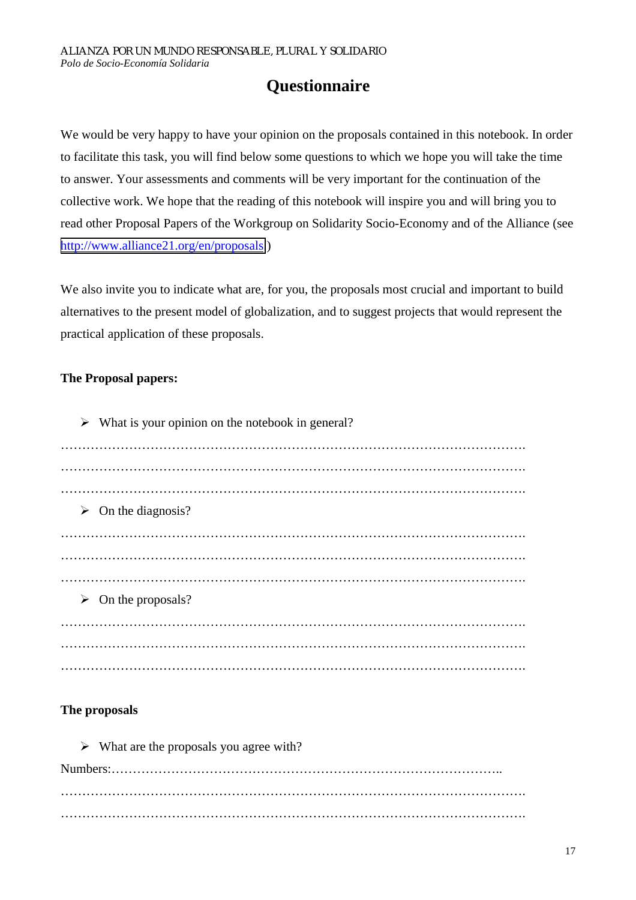ALIANZA POR UN MUNDO RESPONSABLE, PLURAL Y SOLIDARIO
*Polo de Socio-Economía Solidaria*

# Questionnaire

We would be very happy to have your opinion on the proposals contained in this notebook. In order to facilitate this task, you will find below some questions to which we hope you will take the time to answer. Your assessments and comments will be very important for the continuation of the collective work. We hope that the reading of this notebook will inspire you and will bring you to read other Proposal Papers of the Workgroup on Solidarity Socio-Economy and of the Alliance (see http://www.alliance21.org/en/proposals)

We also invite you to indicate what are, for you, the proposals most crucial and important to build alternatives to the present model of globalization, and to suggest projects that would represent the practical application of these proposals.

**The Proposal papers:**

- What is your opinion on the notebook in general?

……………………………………………………………………………………………….
……………………………………………………………………………………………….
……………………………………………………………………………………………….

- On the diagnosis?

……………………………………………………………………………………………….
……………………………………………………………………………………………….
……………………………………………………………………………………………….

- On the proposals?

……………………………………………………………………………………………….
……………………………………………………………………………………………….
……………………………………………………………………………………………….

**The proposals**

- What are the proposals you agree with?

Numbers:………………………………………………………………………………..
……………………………………………………………………………………………….
……………………………………………………………………………………………….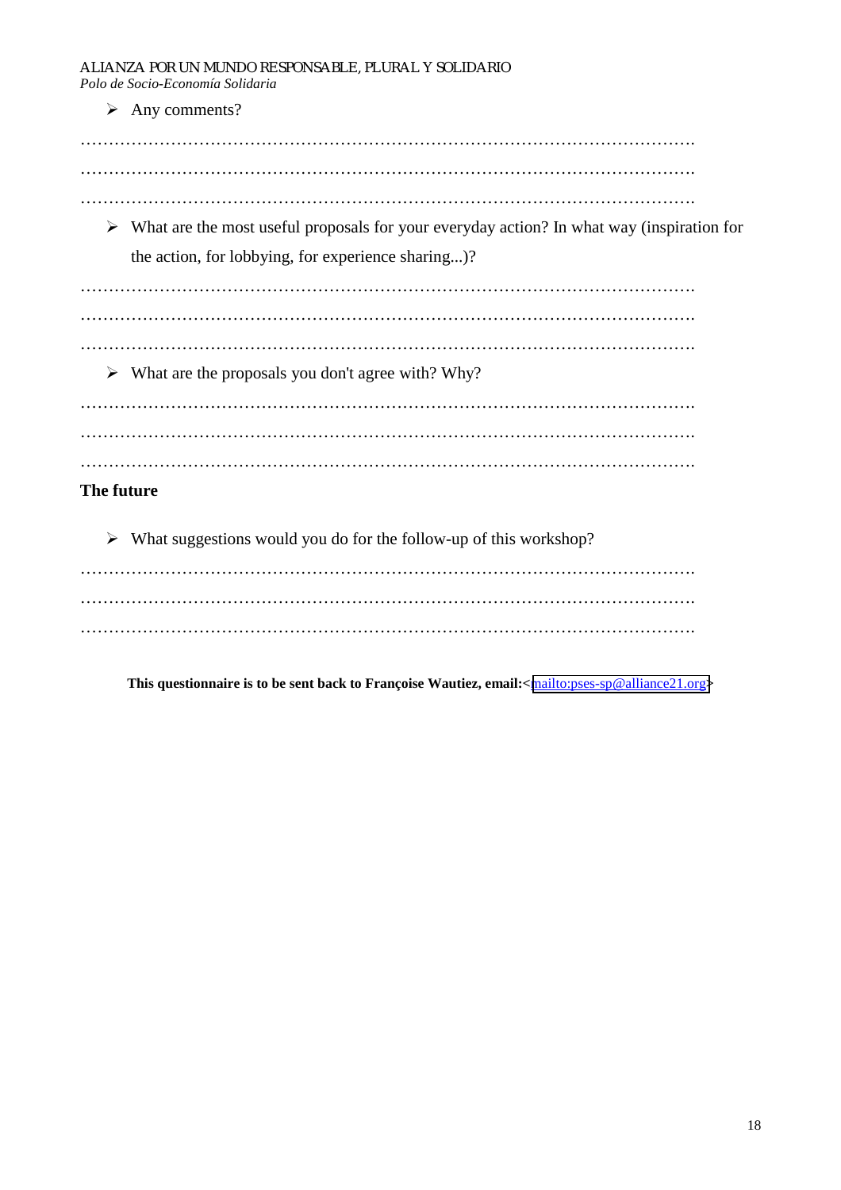- Any comments?

…………………………………………………………………………………………………
…………………………………………………………………………………………………
…………………………………………………………………………………………………

- What are the most useful proposals for your everyday action? In what way (inspiration for the action, for lobbying, for experience sharing...)?

…………………………………………………………………………………………………
…………………………………………………………………………………………………
…………………………………………………………………………………………………

- What are the proposals you don't agree with? Why?

…………………………………………………………………………………………………
…………………………………………………………………………………………………
…………………………………………………………………………………………………

**The future**

- What suggestions would you do for the follow-up of this workshop?

…………………………………………………………………………………………………
…………………………………………………………………………………………………
…………………………………………………………………………………………………

**This questionnaire is to be sent back to Françoise Wautiez, email:<**mailto:pses-sp@alliance21.org**>**